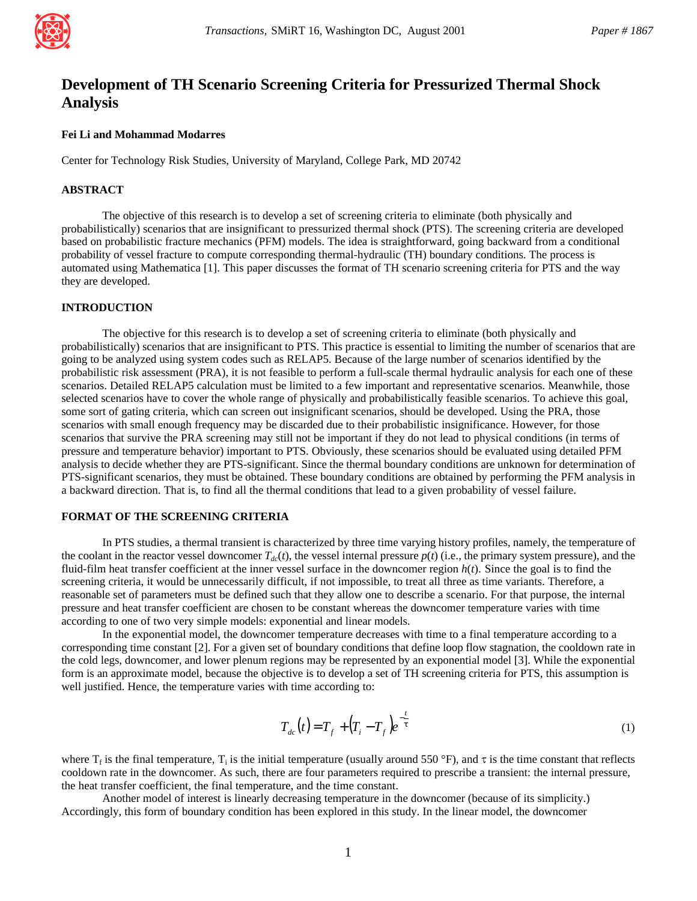# Development of TH Scenario Screening Criteria for Pressurized Thermal Shock Analysis

**Fei Li and Mohammad Modarres**

Center for Technology Risk Studies, University of Maryland, College Park, MD 20742

## ABSTRACT

The objective of this research is to develop a set of screening criteria to eliminate (both physically and probabilistically) scenarios that are insignificant to pressurized thermal shock (PTS). The screening criteria are developed based on probabilistic fracture mechanics (PFM) models. The idea is straightforward, going backward from a conditional probability of vessel fracture to compute corresponding thermal-hydraulic (TH) boundary conditions. The process is automated using Mathematica [1]. This paper discusses the format of TH scenario screening criteria for PTS and the way they are developed.

## INTRODUCTION

The objective for this research is to develop a set of screening criteria to eliminate (both physically and probabilistically) scenarios that are insignificant to PTS. This practice is essential to limiting the number of scenarios that are going to be analyzed using system codes such as RELAP5. Because of the large number of scenarios identified by the probabilistic risk assessment (PRA), it is not feasible to perform a full-scale thermal hydraulic analysis for each one of these scenarios. Detailed RELAP5 calculation must be limited to a few important and representative scenarios. Meanwhile, those selected scenarios have to cover the whole range of physically and probabilistically feasible scenarios. To achieve this goal, some sort of gating criteria, which can screen out insignificant scenarios, should be developed. Using the PRA, those scenarios with small enough frequency may be discarded due to their probabilistic insignificance. However, for those scenarios that survive the PRA screening may still not be important if they do not lead to physical conditions (in terms of pressure and temperature behavior) important to PTS. Obviously, these scenarios should be evaluated using detailed PFM analysis to decide whether they are PTS-significant. Since the thermal boundary conditions are unknown for determination of PTS-significant scenarios, they must be obtained. These boundary conditions are obtained by performing the PFM analysis in a backward direction. That is, to find all the thermal conditions that lead to a given probability of vessel failure.

## FORMAT OF THE SCREENING CRITERIA

In PTS studies, a thermal transient is characterized by three time varying history profiles, namely, the temperature of the coolant in the reactor vessel downcomer $T_{dc}(t)$, the vessel internal pressure $p(t)$ (i.e., the primary system pressure), and the fluid-film heat transfer coefficient at the inner vessel surface in the downcomer region $h(t)$. Since the goal is to find the screening criteria, it would be unnecessarily difficult, if not impossible, to treat all three as time variants. Therefore, a reasonable set of parameters must be defined such that they allow one to describe a scenario. For that purpose, the internal pressure and heat transfer coefficient are chosen to be constant whereas the downcomer temperature varies with time according to one of two very simple models: exponential and linear models.

In the exponential model, the downcomer temperature decreases with time to a final temperature according to a corresponding time constant [2]. For a given set of boundary conditions that define loop flow stagnation, the cooldown rate in the cold legs, downcomer, and lower plenum regions may be represented by an exponential model [3]. While the exponential form is an approximate model, because the objective is to develop a set of TH screening criteria for PTS, this assumption is well justified. Hence, the temperature varies with time according to:

$$T_{dc}(t) = T_f + (T_i - T_f)e^{-\frac{t}{\tau}} \tag{1}$$

where $T_f$ is the final temperature, $T_i$ is the initial temperature (usually around 550 °F), and $\tau$ is the time constant that reflects cooldown rate in the downcomer. As such, there are four parameters required to prescribe a transient: the internal pressure, the heat transfer coefficient, the final temperature, and the time constant.

Another model of interest is linearly decreasing temperature in the downcomer (because of its simplicity.) Accordingly, this form of boundary condition has been explored in this study. In the linear model, the downcomer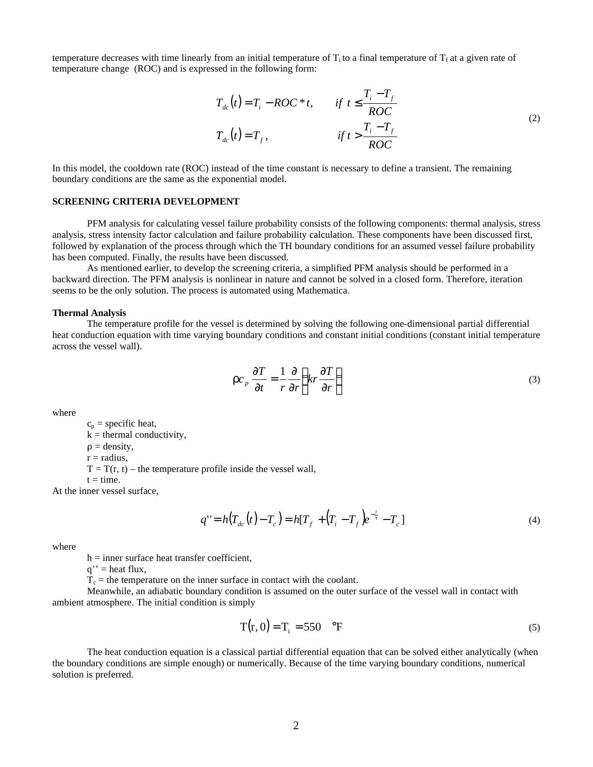temperature decreases with time linearly from an initial temperature of $T_i$ to a final temperature of $T_f$ at a given rate of temperature change (ROC) and is expressed in the following form:

$$
\begin{aligned}
T_{dc}(t) &= T_i - ROC * t, \qquad if\ t \leq \frac{T_i - T_f}{ROC} \\
T_{dc}(t) &= T_f, \qquad\qquad\quad\ \ if\ t > \frac{T_i - T_f}{ROC}
\end{aligned}
\tag{2}
$$

In this model, the cooldown rate (ROC) instead of the time constant is necessary to define a transient. The remaining boundary conditions are the same as the exponential model.

## SCREENING CRITERIA DEVELOPMENT

PFM analysis for calculating vessel failure probability consists of the following components: thermal analysis, stress analysis, stress intensity factor calculation and failure probability calculation. These components have been discussed first, followed by explanation of the process through which the TH boundary conditions for an assumed vessel failure probability has been computed. Finally, the results have been discussed.

As mentioned earlier, to develop the screening criteria, a simplified PFM analysis should be performed in a backward direction. The PFM analysis is nonlinear in nature and cannot be solved in a closed form. Therefore, iteration seems to be the only solution. The process is automated using Mathematica.

### Thermal Analysis

The temperature profile for the vessel is determined by solving the following one-dimensional partial differential heat conduction equation with time varying boundary conditions and constant initial conditions (constant initial temperature across the vessel wall).

$$
\rho c_p \frac{\partial T}{\partial t} = \frac{1}{r}\frac{\partial}{\partial r}\left(kr\frac{\partial T}{\partial r}\right)
\tag{3}
$$

where

- $c_p$ = specific heat,
- $k$ = thermal conductivity,
- $\rho$ = density,
- $r$ = radius,
- $T = T(r, t)$ – the temperature profile inside the vessel wall,
- $t$ = time.

At the inner vessel surface,

$$
q'' = h\left(T_{dc}(t) - T_c\right) = h[T_f + \left(T_i - T_f\right)e^{-\frac{t}{\tau}} - T_c]
\tag{4}
$$

where

- $h$ = inner surface heat transfer coefficient,
- $q''$ = heat flux,
- $T_c$ = the temperature on the inner surface in contact with the coolant.

Meanwhile, an adiabatic boundary condition is assumed on the outer surface of the vessel wall in contact with ambient atmosphere. The initial condition is simply

$$
\mathrm{T}(\mathrm{r}, 0) = \mathrm{T_i} = 550 \quad ^\circ\mathrm{F}
\tag{5}
$$

The heat conduction equation is a classical partial differential equation that can be solved either analytically (when the boundary conditions are simple enough) or numerically. Because of the time varying boundary conditions, numerical solution is preferred.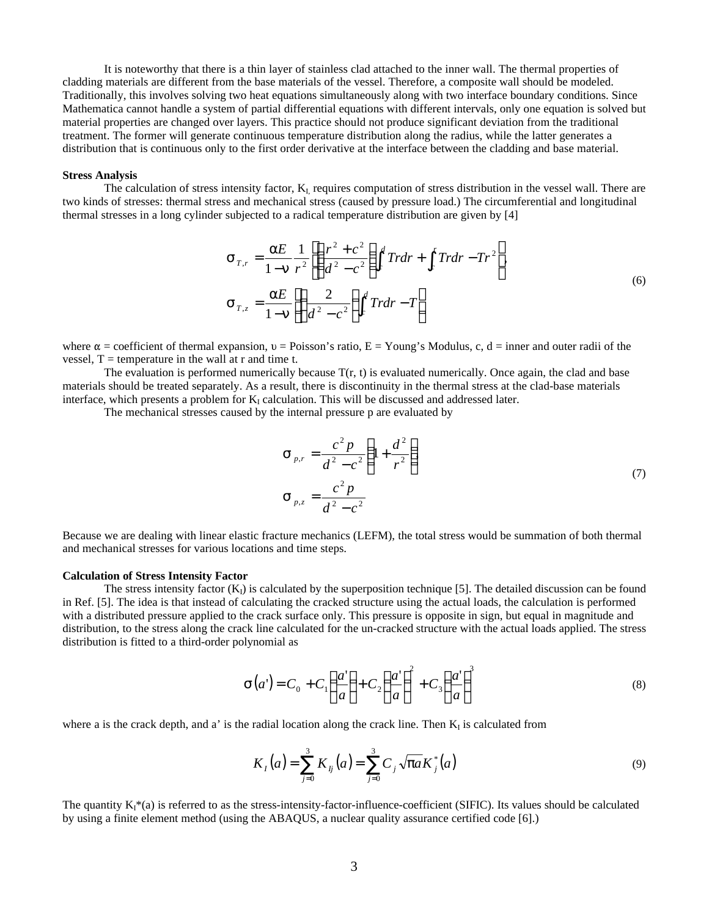It is noteworthy that there is a thin layer of stainless clad attached to the inner wall. The thermal properties of cladding materials are different from the base materials of the vessel. Therefore, a composite wall should be modeled. Traditionally, this involves solving two heat equations simultaneously along with two interface boundary conditions. Since Mathematica cannot handle a system of partial differential equations with different intervals, only one equation is solved but material properties are changed over layers. This practice should not produce significant deviation from the traditional treatment. The former will generate continuous temperature distribution along the radius, while the latter generates a distribution that is continuous only to the first order derivative at the interface between the cladding and base material.

**Stress Analysis**

The calculation of stress intensity factor, $K_I$, requires computation of stress distribution in the vessel wall. There are two kinds of stresses: thermal stress and mechanical stress (caused by pressure load.) The circumferential and longitudinal thermal stresses in a long cylinder subjected to a radical temperature distribution are given by [4]

$$
\begin{aligned}
\sigma_{T,r} &= \frac{\alpha E}{1-\nu}\frac{1}{r^2}\left[\left(\frac{r^2+c^2}{d^2-c^2}\right)\int_c^d Trdr + \int_c^r Trdr - Tr^2\right], \\
\sigma_{T,z} &= \frac{\alpha E}{1-\nu}\left[\left(\frac{2}{d^2-c^2}\right)\int_c^d Trdr - T\right]
\end{aligned}
\tag{6}
$$

where $\alpha$ = coefficient of thermal expansion, $\upsilon$ = Poisson's ratio, E = Young's Modulus, c, d = inner and outer radii of the vessel, T = temperature in the wall at r and time t.

The evaluation is performed numerically because T(r, t) is evaluated numerically. Once again, the clad and base materials should be treated separately. As a result, there is discontinuity in the thermal stress at the clad-base materials interface, which presents a problem for $K_I$ calculation. This will be discussed and addressed later.

The mechanical stresses caused by the internal pressure p are evaluated by

$$
\begin{aligned}
\sigma_{p,r} &= \frac{c^2 p}{d^2-c^2}\left(1+\frac{d^2}{r^2}\right) \\
\sigma_{p,z} &= \frac{c^2 p}{d^2-c^2}
\end{aligned}
\tag{7}
$$

Because we are dealing with linear elastic fracture mechanics (LEFM), the total stress would be summation of both thermal and mechanical stresses for various locations and time steps.

**Calculation of Stress Intensity Factor**

The stress intensity factor ($K_I$) is calculated by the superposition technique [5]. The detailed discussion can be found in Ref. [5]. The idea is that instead of calculating the cracked structure using the actual loads, the calculation is performed with a distributed pressure applied to the crack surface only. This pressure is opposite in sign, but equal in magnitude and distribution, to the stress along the crack line calculated for the un-cracked structure with the actual loads applied. The stress distribution is fitted to a third-order polynomial as

$$
\sigma(a') = C_0 + C_1\left(\frac{a'}{a}\right) + C_2\left(\frac{a'}{a}\right)^2 + C_3\left(\frac{a'}{a}\right)^3 \tag{8}
$$

where a is the crack depth, and a' is the radial location along the crack line. Then $K_I$ is calculated from

$$
K_I(a) = \sum_{j=0}^{3} K_{Ij}(a) = \sum_{j=0}^{3} C_j \sqrt{\pi a}\, K_j^*(a) \tag{9}
$$

The quantity $K_I^*(a)$ is referred to as the stress-intensity-factor-influence-coefficient (SIFIC). Its values should be calculated by using a finite element method (using the ABAQUS, a nuclear quality assurance certified code [6].)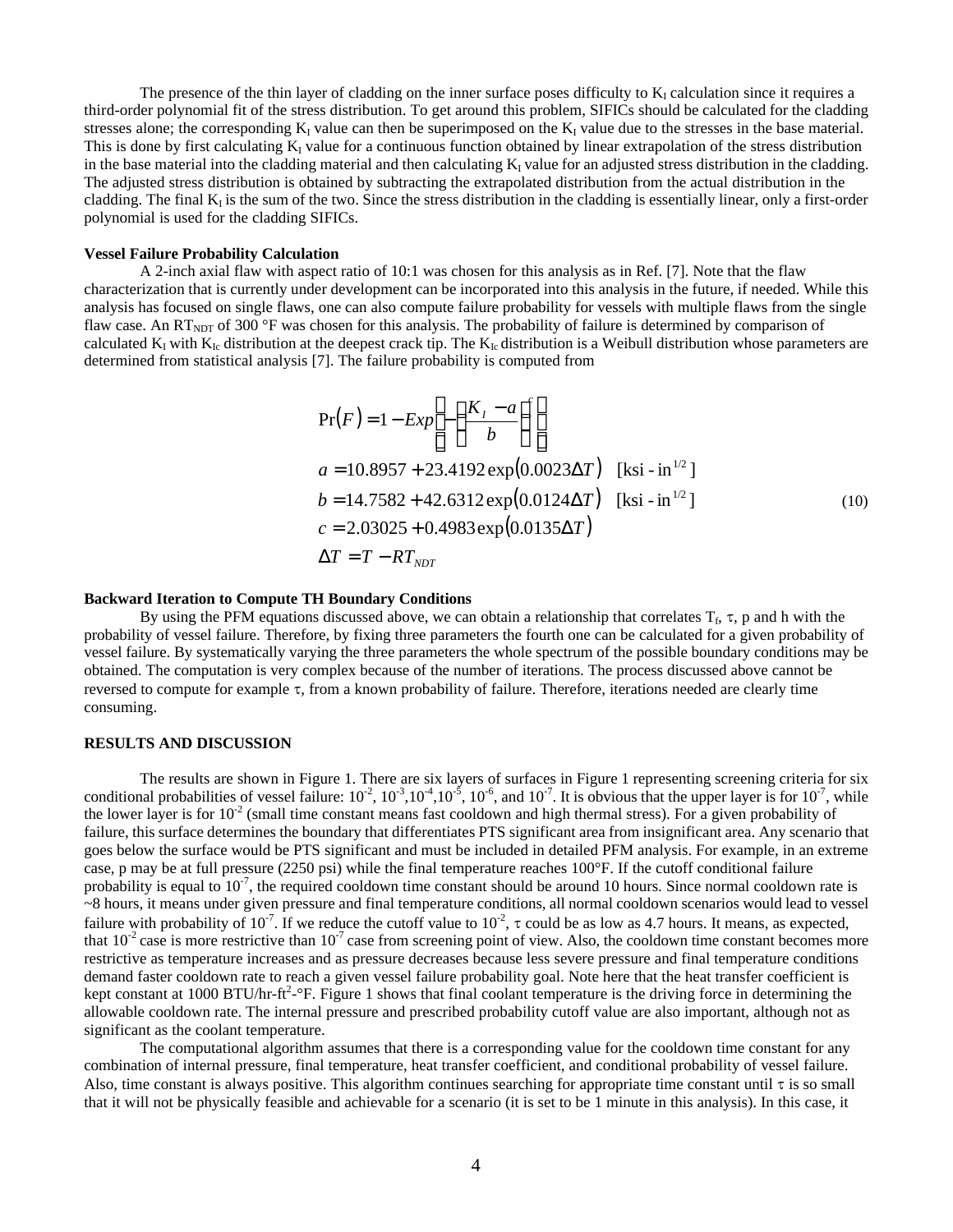The presence of the thin layer of cladding on the inner surface poses difficulty to $K_I$ calculation since it requires a third-order polynomial fit of the stress distribution. To get around this problem, SIFICs should be calculated for the cladding stresses alone; the corresponding $K_I$ value can then be superimposed on the $K_I$ value due to the stresses in the base material. This is done by first calculating $K_I$ value for a continuous function obtained by linear extrapolation of the stress distribution in the base material into the cladding material and then calculating $K_I$ value for an adjusted stress distribution in the cladding. The adjusted stress distribution is obtained by subtracting the extrapolated distribution from the actual distribution in the cladding. The final $K_I$ is the sum of the two. Since the stress distribution in the cladding is essentially linear, only a first-order polynomial is used for the cladding SIFICs.

**Vessel Failure Probability Calculation**

A 2-inch axial flaw with aspect ratio of 10:1 was chosen for this analysis as in Ref. [7]. Note that the flaw characterization that is currently under development can be incorporated into this analysis in the future, if needed. While this analysis has focused on single flaws, one can also compute failure probability for vessels with multiple flaws from the single flaw case. An $RT_{NDT}$ of 300 °F was chosen for this analysis. The probability of failure is determined by comparison of calculated $K_I$ with $K_{Ic}$ distribution at the deepest crack tip. The $K_{Ic}$ distribution is a Weibull distribution whose parameters are determined from statistical analysis [7]. The failure probability is computed from

$$
\begin{aligned}
\Pr(F) &= 1 - Exp\left[-\left(\frac{K_I - a}{b}\right)^c\right] \\
a &= 10.8957 + 23.4192\exp(0.0023\Delta T) \quad [\text{ksi - in}^{1/2}] \\
b &= 14.7582 + 42.6312\exp(0.0124\Delta T) \quad [\text{ksi - in}^{1/2}] \\
c &= 2.03025 + 0.4983\exp(0.0135\Delta T) \\
\Delta T &= T - RT_{NDT}
\end{aligned} \tag{10}
$$

**Backward Iteration to Compute TH Boundary Conditions**

By using the PFM equations discussed above, we can obtain a relationship that correlates $T_f$, $\tau$, p and h with the probability of vessel failure. Therefore, by fixing three parameters the fourth one can be calculated for a given probability of vessel failure. By systematically varying the three parameters the whole spectrum of the possible boundary conditions may be obtained. The computation is very complex because of the number of iterations. The process discussed above cannot be reversed to compute for example $\tau$, from a known probability of failure. Therefore, iterations needed are clearly time consuming.

**RESULTS AND DISCUSSION**

The results are shown in Figure 1. There are six layers of surfaces in Figure 1 representing screening criteria for six conditional probabilities of vessel failure: $10^{-2}$, $10^{-3}$, $10^{-4}$, $10^{-5}$, $10^{-6}$, and $10^{-7}$. It is obvious that the upper layer is for $10^{-7}$, while the lower layer is for $10^{-2}$ (small time constant means fast cooldown and high thermal stress). For a given probability of failure, this surface determines the boundary that differentiates PTS significant area from insignificant area. Any scenario that goes below the surface would be PTS significant and must be included in detailed PFM analysis. For example, in an extreme case, p may be at full pressure (2250 psi) while the final temperature reaches 100°F. If the cutoff conditional failure probability is equal to $10^{-7}$, the required cooldown time constant should be around 10 hours. Since normal cooldown rate is ~8 hours, it means under given pressure and final temperature conditions, all normal cooldown scenarios would lead to vessel failure with probability of $10^{-7}$. If we reduce the cutoff value to $10^{-2}$, $\tau$ could be as low as 4.7 hours. It means, as expected, that $10^{-2}$ case is more restrictive than $10^{-7}$ case from screening point of view. Also, the cooldown time constant becomes more restrictive as temperature increases and as pressure decreases because less severe pressure and final temperature conditions demand faster cooldown rate to reach a given vessel failure probability goal. Note here that the heat transfer coefficient is kept constant at 1000 BTU/hr-ft$^2$-°F. Figure 1 shows that final coolant temperature is the driving force in determining the allowable cooldown rate. The internal pressure and prescribed probability cutoff value are also important, although not as significant as the coolant temperature.

The computational algorithm assumes that there is a corresponding value for the cooldown time constant for any combination of internal pressure, final temperature, heat transfer coefficient, and conditional probability of vessel failure. Also, time constant is always positive. This algorithm continues searching for appropriate time constant until $\tau$ is so small that it will not be physically feasible and achievable for a scenario (it is set to be 1 minute in this analysis). In this case, it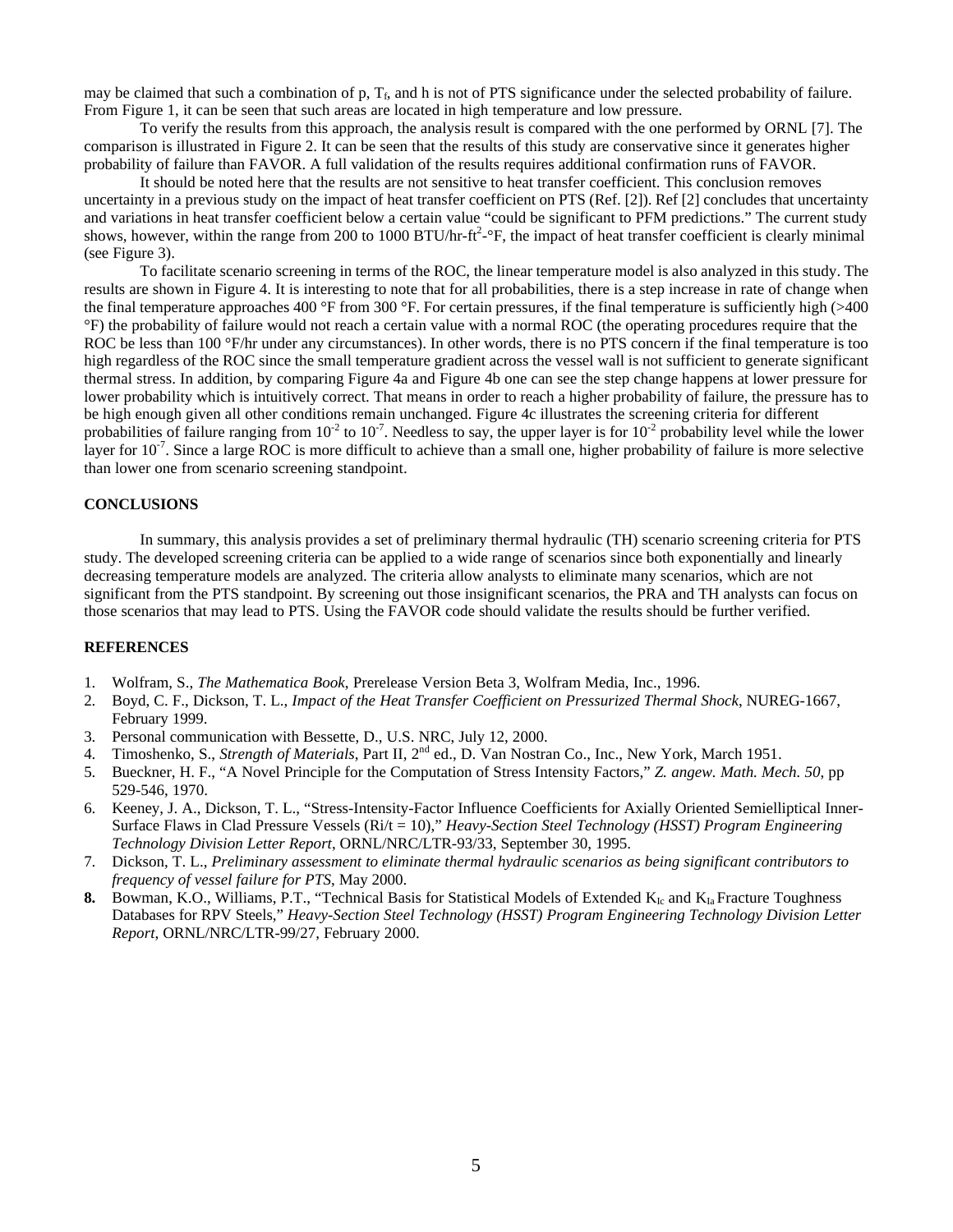may be claimed that such a combination of p, $T_f$, and h is not of PTS significance under the selected probability of failure. From Figure 1, it can be seen that such areas are located in high temperature and low pressure.

To verify the results from this approach, the analysis result is compared with the one performed by ORNL [7]. The comparison is illustrated in Figure 2. It can be seen that the results of this study are conservative since it generates higher probability of failure than FAVOR. A full validation of the results requires additional confirmation runs of FAVOR.

It should be noted here that the results are not sensitive to heat transfer coefficient. This conclusion removes uncertainty in a previous study on the impact of heat transfer coefficient on PTS (Ref. [2]). Ref [2] concludes that uncertainty and variations in heat transfer coefficient below a certain value "could be significant to PFM predictions." The current study shows, however, within the range from 200 to 1000 BTU/hr-ft$^2$-°F, the impact of heat transfer coefficient is clearly minimal (see Figure 3).

To facilitate scenario screening in terms of the ROC, the linear temperature model is also analyzed in this study. The results are shown in Figure 4. It is interesting to note that for all probabilities, there is a step increase in rate of change when the final temperature approaches 400 °F from 300 °F. For certain pressures, if the final temperature is sufficiently high (>400 °F) the probability of failure would not reach a certain value with a normal ROC (the operating procedures require that the ROC be less than 100 °F/hr under any circumstances). In other words, there is no PTS concern if the final temperature is too high regardless of the ROC since the small temperature gradient across the vessel wall is not sufficient to generate significant thermal stress. In addition, by comparing Figure 4a and Figure 4b one can see the step change happens at lower pressure for lower probability which is intuitively correct. That means in order to reach a higher probability of failure, the pressure has to be high enough given all other conditions remain unchanged. Figure 4c illustrates the screening criteria for different probabilities of failure ranging from $10^{-2}$ to $10^{-7}$. Needless to say, the upper layer is for $10^{-2}$ probability level while the lower layer for $10^{-7}$. Since a large ROC is more difficult to achieve than a small one, higher probability of failure is more selective than lower one from scenario screening standpoint.

## CONCLUSIONS

In summary, this analysis provides a set of preliminary thermal hydraulic (TH) scenario screening criteria for PTS study. The developed screening criteria can be applied to a wide range of scenarios since both exponentially and linearly decreasing temperature models are analyzed. The criteria allow analysts to eliminate many scenarios, which are not significant from the PTS standpoint. By screening out those insignificant scenarios, the PRA and TH analysts can focus on those scenarios that may lead to PTS. Using the FAVOR code should validate the results should be further verified.

## REFERENCES

1. Wolfram, S., *The Mathematica Book*, Prerelease Version Beta 3, Wolfram Media, Inc., 1996.
2. Boyd, C. F., Dickson, T. L., *Impact of the Heat Transfer Coefficient on Pressurized Thermal Shock*, NUREG-1667, February 1999.
3. Personal communication with Bessette, D., U.S. NRC, July 12, 2000.
4. Timoshenko, S., *Strength of Materials*, Part II, 2nd ed., D. Van Nostran Co., Inc., New York, March 1951.
5. Bueckner, H. F., "A Novel Principle for the Computation of Stress Intensity Factors," *Z. angew. Math. Mech. 50*, pp 529-546, 1970.
6. Keeney, J. A., Dickson, T. L., "Stress-Intensity-Factor Influence Coefficients for Axially Oriented Semielliptical Inner-Surface Flaws in Clad Pressure Vessels (Ri/t = 10)," *Heavy-Section Steel Technology (HSST) Program Engineering Technology Division Letter Report*, ORNL/NRC/LTR-93/33, September 30, 1995.
7. Dickson, T. L., *Preliminary assessment to eliminate thermal hydraulic scenarios as being significant contributors to frequency of vessel failure for PTS*, May 2000.
8. Bowman, K.O., Williams, P.T., "Technical Basis for Statistical Models of Extended $K_{Ic}$ and $K_{Ia}$ Fracture Toughness Databases for RPV Steels," *Heavy-Section Steel Technology (HSST) Program Engineering Technology Division Letter Report*, ORNL/NRC/LTR-99/27, February 2000.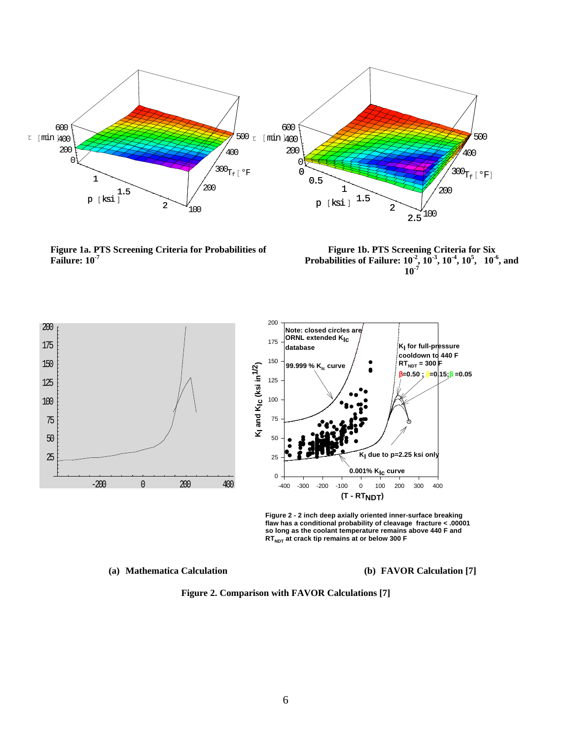**Figure 1a. PTS Screening Criteria for Probabilities of Failure: $10^{-7}$**

**Figure 1b. PTS Screening Criteria for Six Probabilities of Failure: $10^{-2}$, $10^{-3}$, $10^{-4}$, $10^{5}$, $10^{-6}$, and $10^{-7}$**

Figure 2 - 2 inch deep axially oriented inner-surface breaking flaw has a conditional probability of cleavage fracture < .00001 so long as the coolant temperature remains above 440 F and $RT_{NDT}$ at crack tip remains at or below 300 F

**(a) Mathematica Calculation**

**(b) FAVOR Calculation [7]**

**Figure 2. Comparison with FAVOR Calculations [7]**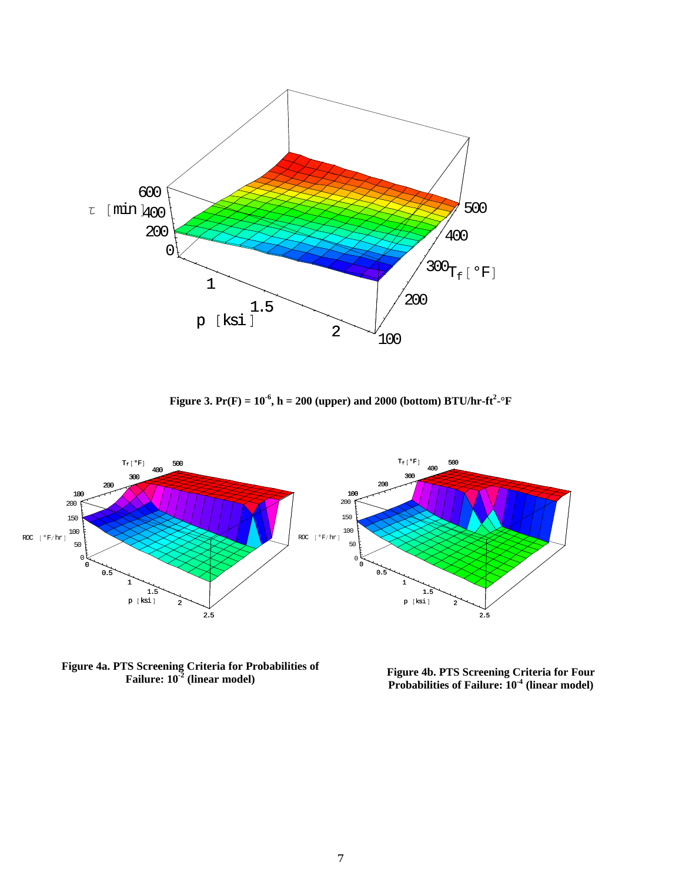**Figure 3. $Pr(F) = 10^{-6}$, h = 200 (upper) and 2000 (bottom) BTU/hr-ft$^2$-°F**

**Figure 4a. PTS Screening Criteria for Probabilities of Failure: $10^{-2}$ (linear model)**

**Figure 4b. PTS Screening Criteria for Four Probabilities of Failure: $10^{-4}$ (linear model)**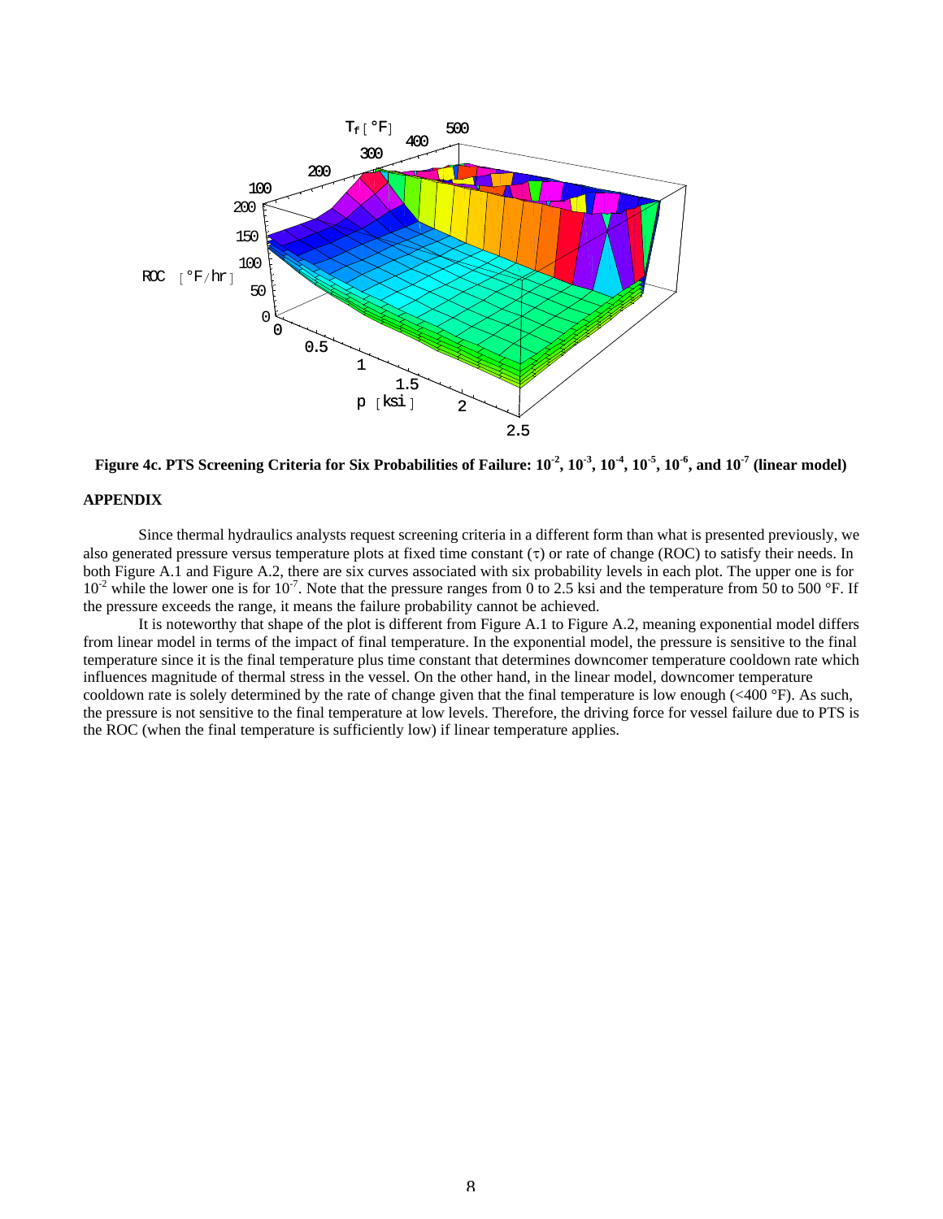**Figure 4c. PTS Screening Criteria for Six Probabilities of Failure: $10^{-2}$, $10^{-3}$, $10^{-4}$, $10^{-5}$, $10^{-6}$, and $10^{-7}$ (linear model)**

**APPENDIX**

Since thermal hydraulics analysts request screening criteria in a different form than what is presented previously, we also generated pressure versus temperature plots at fixed time constant ($\tau$) or rate of change (ROC) to satisfy their needs. In both Figure A.1 and Figure A.2, there are six curves associated with six probability levels in each plot. The upper one is for $10^{-2}$ while the lower one is for $10^{-7}$. Note that the pressure ranges from 0 to 2.5 ksi and the temperature from 50 to 500 °F. If the pressure exceeds the range, it means the failure probability cannot be achieved.

It is noteworthy that shape of the plot is different from Figure A.1 to Figure A.2, meaning exponential model differs from linear model in terms of the impact of final temperature. In the exponential model, the pressure is sensitive to the final temperature since it is the final temperature plus time constant that determines downcomer temperature cooldown rate which influences magnitude of thermal stress in the vessel. On the other hand, in the linear model, downcomer temperature cooldown rate is solely determined by the rate of change given that the final temperature is low enough (<400 °F). As such, the pressure is not sensitive to the final temperature at low levels. Therefore, the driving force for vessel failure due to PTS is the ROC (when the final temperature is sufficiently low) if linear temperature applies.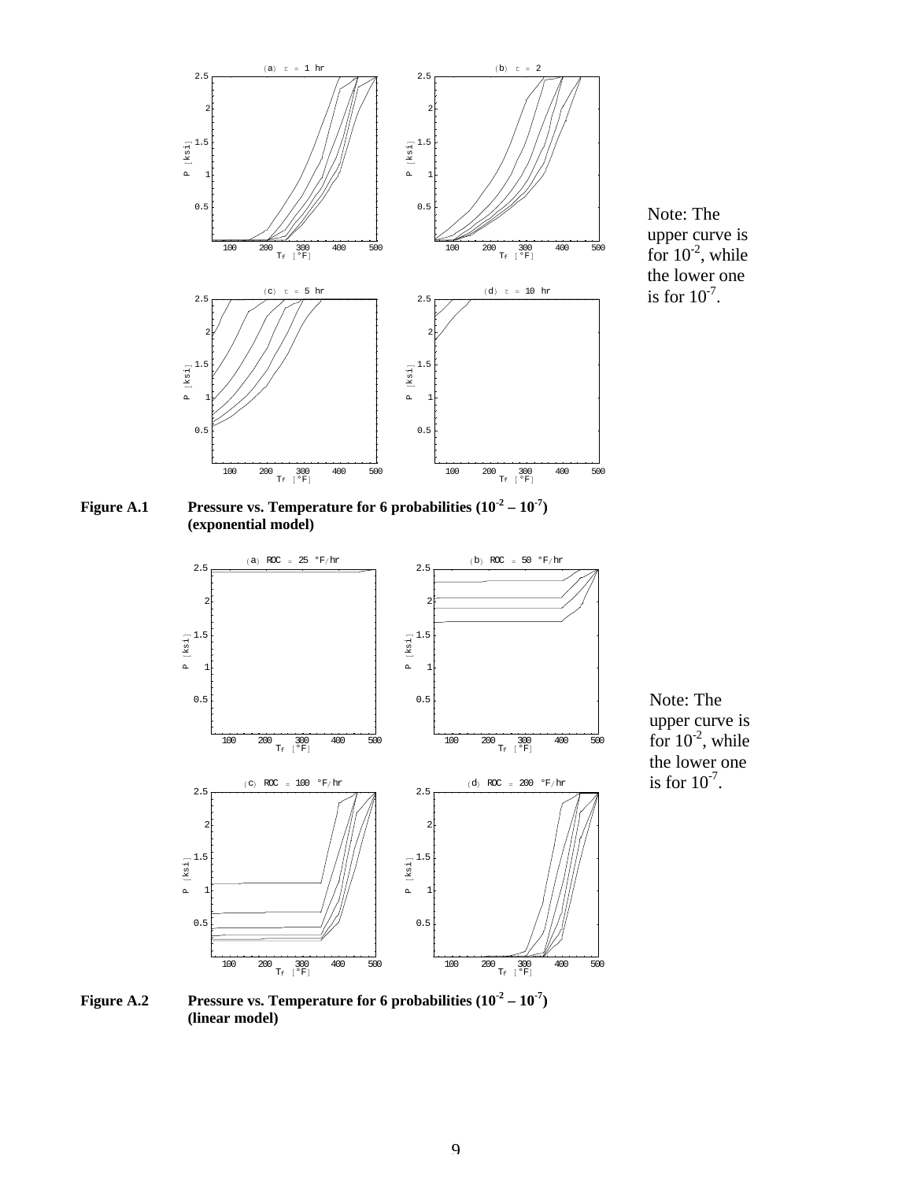(a) τ = 1 hr

2.5
2
1.5
1
0.5

P [ksi]

100 200 300 400 500

$T_f$ [°F]

(b) τ = 2

2.5
2
1.5
1
0.5

P [ksi]

100 200 300 400 500

$T_f$ [°F]

Note: The upper curve is for $10^{-2}$, while the lower one is for $10^{-7}$.

(c) τ = 5 hr

2.5
2
1.5
1
0.5

P [ksi]

100 200 300 400 500

$T_f$ [°F]

(d) τ = 10 hr

2.5
2
1.5
1
0.5

P [ksi]

100 200 300 400 500

$T_f$ [°F]

**Figure A.1 Pressure vs. Temperature for 6 probabilities ($10^{-2}$ – $10^{-7}$) (exponential model)**

(a) ROC = 25 °F/hr

2.5
2
1.5
1
0.5

P [ksi]

100 200 300 400 500

$T_f$ [°F]

(b) ROC = 50 °F/hr

2.5
2
1.5
1
0.5

P [ksi]

100 200 300 400 500

$T_f$ [°F]

Note: The upper curve is for $10^{-2}$, while the lower one is for $10^{-7}$.

(c) ROC = 100 °F/hr

2.5
2
1.5
1
0.5

P [ksi]

100 200 300 400 500

$T_f$ [°F]

(d) ROC = 200 °F/hr

2.5
2
1.5
1
0.5

P [ksi]

100 200 300 400 500

$T_f$ [°F]

**Figure A.2 Pressure vs. Temperature for 6 probabilities ($10^{-2}$ – $10^{-7}$) (linear model)**